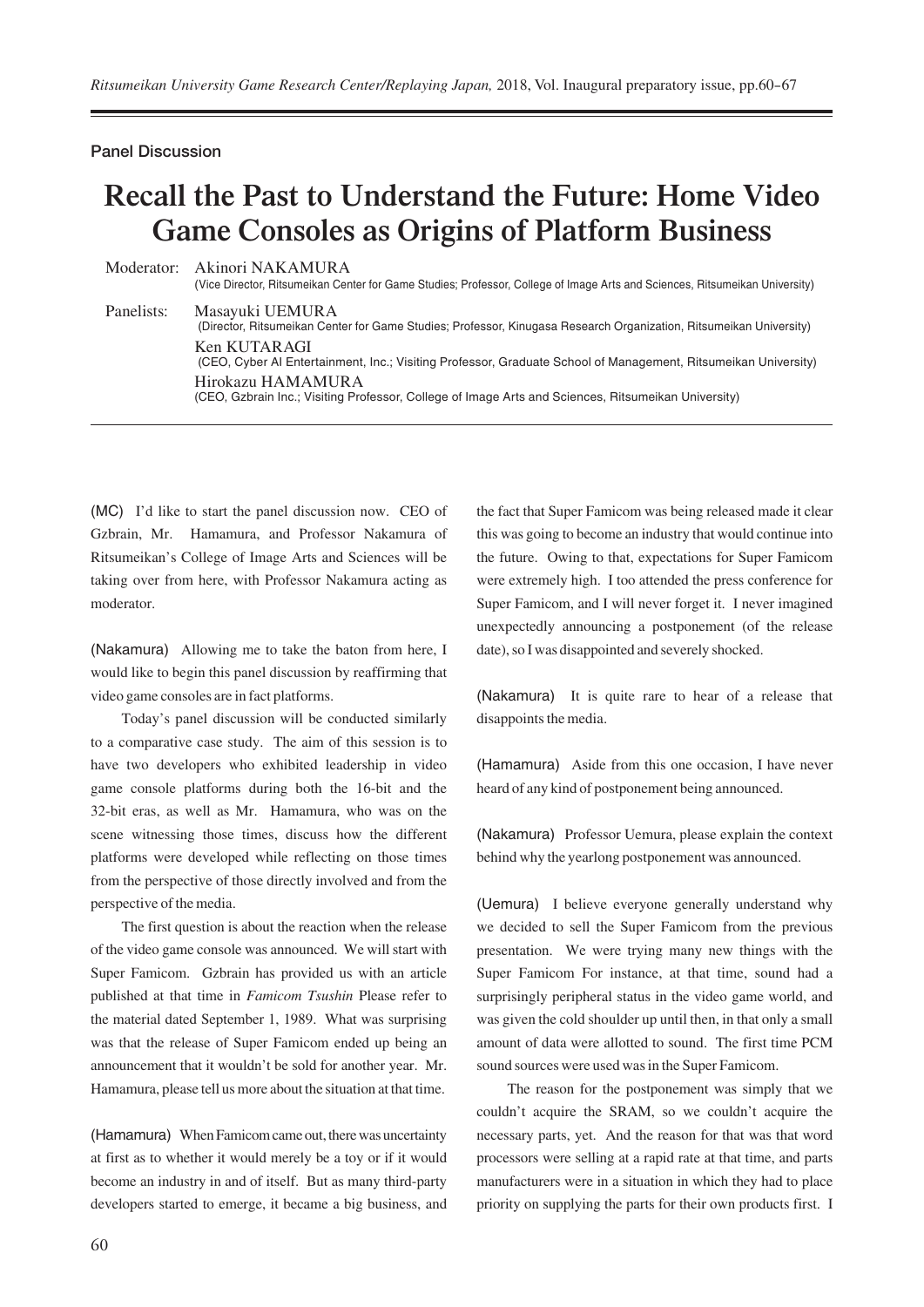Panel Discussion

# Recall the Past to Understand the Future: Home Video Game Consoles as Origins of Platform Business

Moderator: Akinori NAKAMURA
(Vice Director, Ritsumeikan Center for Game Studies; Professor, College of Image Arts and Sciences, Ritsumeikan University)

Panelists: Masayuki UEMURA
(Director, Ritsumeikan Center for Game Studies; Professor, Kinugasa Research Organization, Ritsumeikan University)
Ken KUTARAGI
(CEO, Cyber AI Entertainment, Inc.; Visiting Professor, Graduate School of Management, Ritsumeikan University)
Hirokazu HAMAMURA
(CEO, Gzbrain Inc.; Visiting Professor, College of Image Arts and Sciences, Ritsumeikan University)

---

(MC) I'd like to start the panel discussion now. CEO of Gzbrain, Mr. Hamamura, and Professor Nakamura of Ritsumeikan's College of Image Arts and Sciences will be taking over from here, with Professor Nakamura acting as moderator.

(Nakamura) Allowing me to take the baton from here, I would like to begin this panel discussion by reaffirming that video game consoles are in fact platforms.

Today's panel discussion will be conducted similarly to a comparative case study. The aim of this session is to have two developers who exhibited leadership in video game console platforms during both the 16-bit and the 32-bit eras, as well as Mr. Hamamura, who was on the scene witnessing those times, discuss how the different platforms were developed while reflecting on those times from the perspective of those directly involved and from the perspective of the media.

The first question is about the reaction when the release of the video game console was announced. We will start with Super Famicom. Gzbrain has provided us with an article published at that time in *Famicom Tsushin* Please refer to the material dated September 1, 1989. What was surprising was that the release of Super Famicom ended up being an announcement that it wouldn't be sold for another year. Mr. Hamamura, please tell us more about the situation at that time.

(Hamamura) When Famicom came out, there was uncertainty at first as to whether it would merely be a toy or if it would become an industry in and of itself. But as many third-party developers started to emerge, it became a big business, and the fact that Super Famicom was being released made it clear this was going to become an industry that would continue into the future. Owing to that, expectations for Super Famicom were extremely high. I too attended the press conference for Super Famicom, and I will never forget it. I never imagined unexpectedly announcing a postponement (of the release date), so I was disappointed and severely shocked.

(Nakamura) It is quite rare to hear of a release that disappoints the media.

(Hamamura) Aside from this one occasion, I have never heard of any kind of postponement being announced.

(Nakamura) Professor Uemura, please explain the context behind why the yearlong postponement was announced.

(Uemura) I believe everyone generally understand why we decided to sell the Super Famicom from the previous presentation. We were trying many new things with the Super Famicom For instance, at that time, sound had a surprisingly peripheral status in the video game world, and was given the cold shoulder up until then, in that only a small amount of data were allotted to sound. The first time PCM sound sources were used was in the Super Famicom.

The reason for the postponement was simply that we couldn't acquire the SRAM, so we couldn't acquire the necessary parts, yet. And the reason for that was that word processors were selling at a rapid rate at that time, and parts manufacturers were in a situation in which they had to place priority on supplying the parts for their own products first. I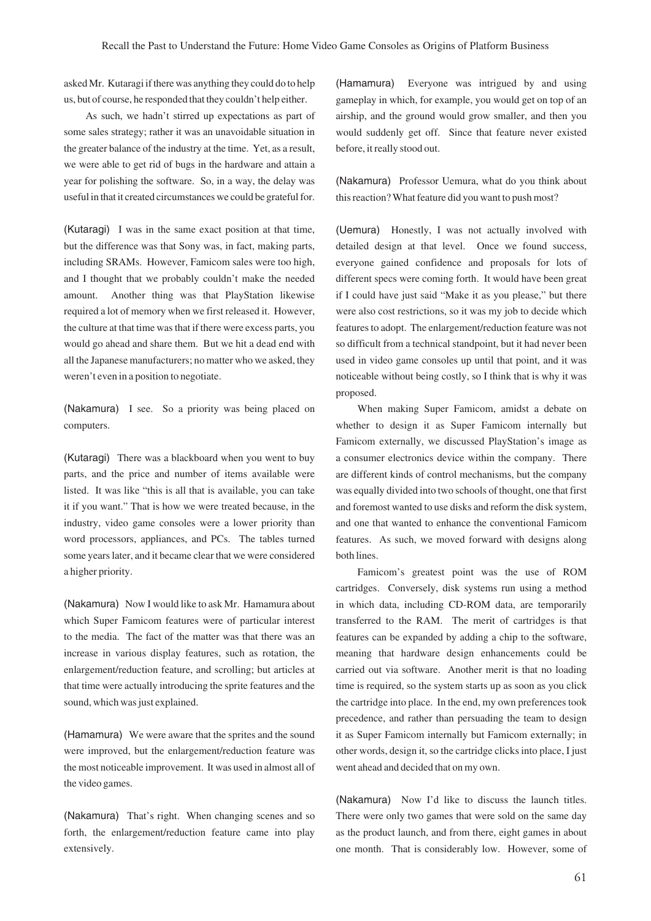asked Mr. Kutaragi if there was anything they could do to help us, but of course, he responded that they couldn't help either.

As such, we hadn't stirred up expectations as part of some sales strategy; rather it was an unavoidable situation in the greater balance of the industry at the time. Yet, as a result, we were able to get rid of bugs in the hardware and attain a year for polishing the software. So, in a way, the delay was useful in that it created circumstances we could be grateful for.

(Kutaragi) I was in the same exact position at that time, but the difference was that Sony was, in fact, making parts, including SRAMs. However, Famicom sales were too high, and I thought that we probably couldn't make the needed amount. Another thing was that PlayStation likewise required a lot of memory when we first released it. However, the culture at that time was that if there were excess parts, you would go ahead and share them. But we hit a dead end with all the Japanese manufacturers; no matter who we asked, they weren't even in a position to negotiate.

(Nakamura) I see. So a priority was being placed on computers.

(Kutaragi) There was a blackboard when you went to buy parts, and the price and number of items available were listed. It was like "this is all that is available, you can take it if you want." That is how we were treated because, in the industry, video game consoles were a lower priority than word processors, appliances, and PCs. The tables turned some years later, and it became clear that we were considered a higher priority.

(Nakamura) Now I would like to ask Mr. Hamamura about which Super Famicom features were of particular interest to the media. The fact of the matter was that there was an increase in various display features, such as rotation, the enlargement/reduction feature, and scrolling; but articles at that time were actually introducing the sprite features and the sound, which was just explained.

(Hamamura) We were aware that the sprites and the sound were improved, but the enlargement/reduction feature was the most noticeable improvement. It was used in almost all of the video games.

(Nakamura) That's right. When changing scenes and so forth, the enlargement/reduction feature came into play extensively.

(Hamamura) Everyone was intrigued by and using gameplay in which, for example, you would get on top of an airship, and the ground would grow smaller, and then you would suddenly get off. Since that feature never existed before, it really stood out.

(Nakamura) Professor Uemura, what do you think about this reaction? What feature did you want to push most?

(Uemura) Honestly, I was not actually involved with detailed design at that level. Once we found success, everyone gained confidence and proposals for lots of different specs were coming forth. It would have been great if I could have just said "Make it as you please," but there were also cost restrictions, so it was my job to decide which features to adopt. The enlargement/reduction feature was not so difficult from a technical standpoint, but it had never been used in video game consoles up until that point, and it was noticeable without being costly, so I think that is why it was proposed.

When making Super Famicom, amidst a debate on whether to design it as Super Famicom internally but Famicom externally, we discussed PlayStation's image as a consumer electronics device within the company. There are different kinds of control mechanisms, but the company was equally divided into two schools of thought, one that first and foremost wanted to use disks and reform the disk system, and one that wanted to enhance the conventional Famicom features. As such, we moved forward with designs along both lines.

Famicom's greatest point was the use of ROM cartridges. Conversely, disk systems run using a method in which data, including CD-ROM data, are temporarily transferred to the RAM. The merit of cartridges is that features can be expanded by adding a chip to the software, meaning that hardware design enhancements could be carried out via software. Another merit is that no loading time is required, so the system starts up as soon as you click the cartridge into place. In the end, my own preferences took precedence, and rather than persuading the team to design it as Super Famicom internally but Famicom externally; in other words, design it, so the cartridge clicks into place, I just went ahead and decided that on my own.

(Nakamura) Now I'd like to discuss the launch titles. There were only two games that were sold on the same day as the product launch, and from there, eight games in about one month. That is considerably low. However, some of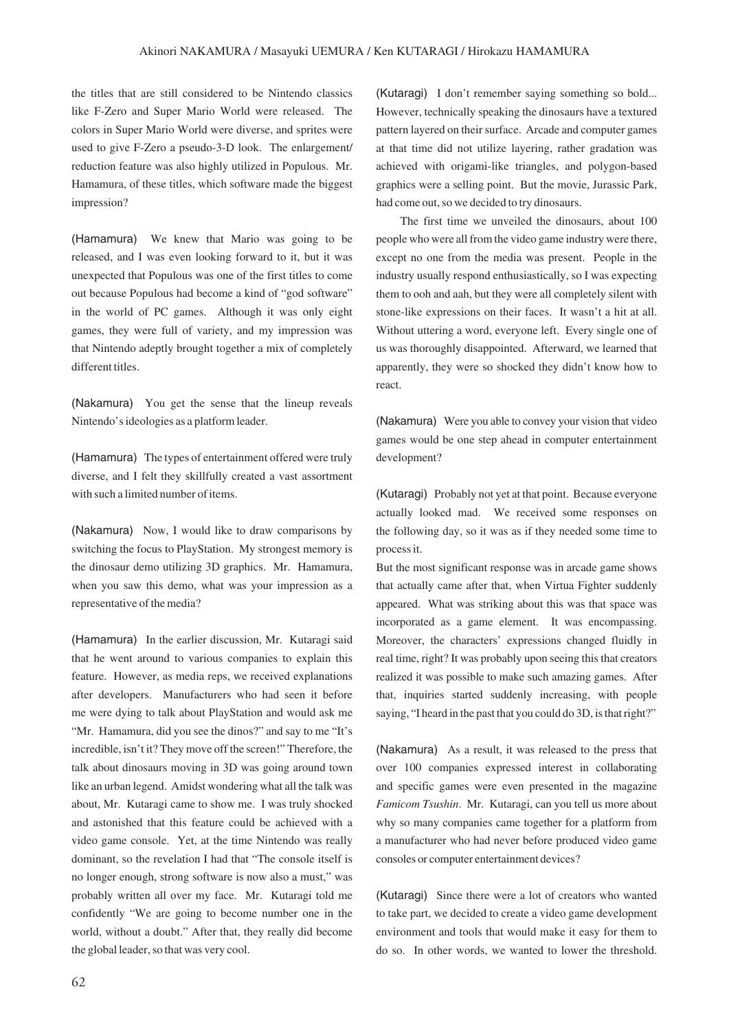the titles that are still considered to be Nintendo classics like F-Zero and Super Mario World were released. The colors in Super Mario World were diverse, and sprites were used to give F-Zero a pseudo-3-D look. The enlargement/reduction feature was also highly utilized in Populous. Mr. Hamamura, of these titles, which software made the biggest impression?

(Hamamura) We knew that Mario was going to be released, and I was even looking forward to it, but it was unexpected that Populous was one of the first titles to come out because Populous had become a kind of "god software" in the world of PC games. Although it was only eight games, they were full of variety, and my impression was that Nintendo adeptly brought together a mix of completely different titles.

(Nakamura) You get the sense that the lineup reveals Nintendo's ideologies as a platform leader.

(Hamamura) The types of entertainment offered were truly diverse, and I felt they skillfully created a vast assortment with such a limited number of items.

(Nakamura) Now, I would like to draw comparisons by switching the focus to PlayStation. My strongest memory is the dinosaur demo utilizing 3D graphics. Mr. Hamamura, when you saw this demo, what was your impression as a representative of the media?

(Hamamura) In the earlier discussion, Mr. Kutaragi said that he went around to various companies to explain this feature. However, as media reps, we received explanations after developers. Manufacturers who had seen it before me were dying to talk about PlayStation and would ask me "Mr. Hamamura, did you see the dinos?" and say to me "It's incredible, isn't it? They move off the screen!" Therefore, the talk about dinosaurs moving in 3D was going around town like an urban legend. Amidst wondering what all the talk was about, Mr. Kutaragi came to show me. I was truly shocked and astonished that this feature could be achieved with a video game console. Yet, at the time Nintendo was really dominant, so the revelation I had that "The console itself is no longer enough, strong software is now also a must," was probably written all over my face. Mr. Kutaragi told me confidently "We are going to become number one in the world, without a doubt." After that, they really did become the global leader, so that was very cool.

(Kutaragi) I don't remember saying something so bold... However, technically speaking the dinosaurs have a textured pattern layered on their surface. Arcade and computer games at that time did not utilize layering, rather gradation was achieved with origami-like triangles, and polygon-based graphics were a selling point. But the movie, Jurassic Park, had come out, so we decided to try dinosaurs.

The first time we unveiled the dinosaurs, about 100 people who were all from the video game industry were there, except no one from the media was present. People in the industry usually respond enthusiastically, so I was expecting them to ooh and aah, but they were all completely silent with stone-like expressions on their faces. It wasn't a hit at all. Without uttering a word, everyone left. Every single one of us was thoroughly disappointed. Afterward, we learned that apparently, they were so shocked they didn't know how to react.

(Nakamura) Were you able to convey your vision that video games would be one step ahead in computer entertainment development?

(Kutaragi) Probably not yet at that point. Because everyone actually looked mad. We received some responses on the following day, so it was as if they needed some time to process it.

But the most significant response was in arcade game shows that actually came after that, when Virtua Fighter suddenly appeared. What was striking about this was that space was incorporated as a game element. It was encompassing. Moreover, the characters' expressions changed fluidly in real time, right? It was probably upon seeing this that creators realized it was possible to make such amazing games. After that, inquiries started suddenly increasing, with people saying, "I heard in the past that you could do 3D, is that right?"

(Nakamura) As a result, it was released to the press that over 100 companies expressed interest in collaborating and specific games were even presented in the magazine *Famicom Tsushin*. Mr. Kutaragi, can you tell us more about why so many companies came together for a platform from a manufacturer who had never before produced video game consoles or computer entertainment devices?

(Kutaragi) Since there were a lot of creators who wanted to take part, we decided to create a video game development environment and tools that would make it easy for them to do so. In other words, we wanted to lower the threshold.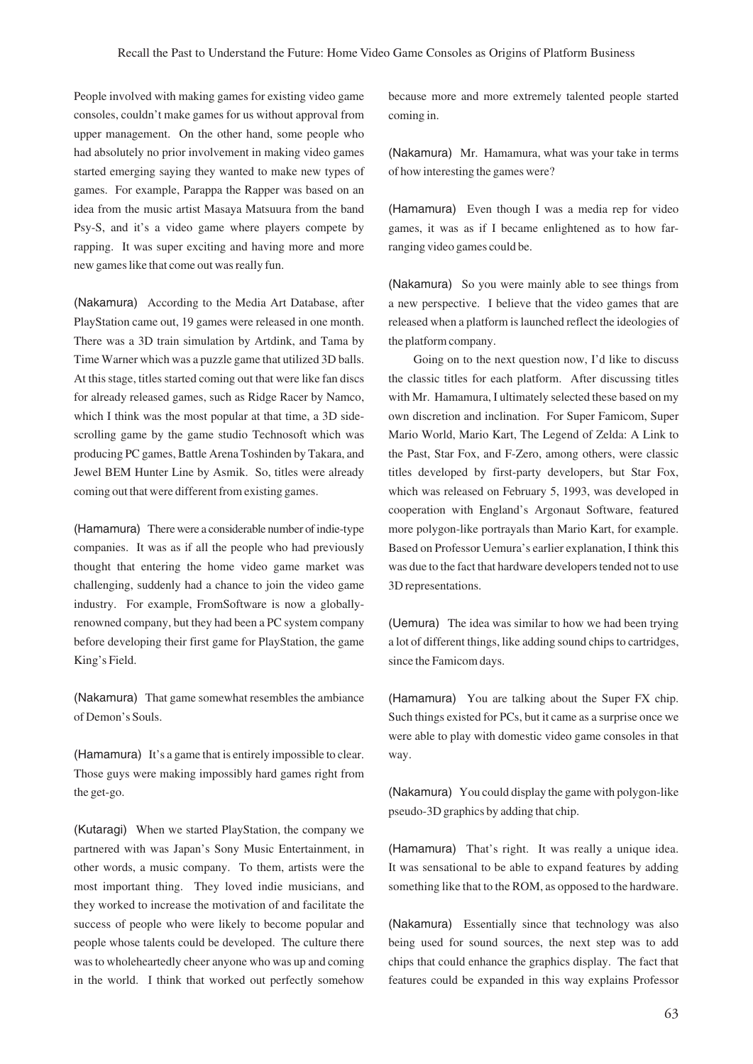People involved with making games for existing video game consoles, couldn't make games for us without approval from upper management. On the other hand, some people who had absolutely no prior involvement in making video games started emerging saying they wanted to make new types of games. For example, Parappa the Rapper was based on an idea from the music artist Masaya Matsuura from the band Psy-S, and it's a video game where players compete by rapping. It was super exciting and having more and more new games like that come out was really fun.

(Nakamura) According to the Media Art Database, after PlayStation came out, 19 games were released in one month. There was a 3D train simulation by Artdink, and Tama by Time Warner which was a puzzle game that utilized 3D balls. At this stage, titles started coming out that were like fan discs for already released games, such as Ridge Racer by Namco, which I think was the most popular at that time, a 3D side-scrolling game by the game studio Technosoft which was producing PC games, Battle Arena Toshinden by Takara, and Jewel BEM Hunter Line by Asmik. So, titles were already coming out that were different from existing games.

(Hamamura) There were a considerable number of indie-type companies. It was as if all the people who had previously thought that entering the home video game market was challenging, suddenly had a chance to join the video game industry. For example, FromSoftware is now a globally-renowned company, but they had been a PC system company before developing their first game for PlayStation, the game King's Field.

(Nakamura) That game somewhat resembles the ambiance of Demon's Souls.

(Hamamura) It's a game that is entirely impossible to clear. Those guys were making impossibly hard games right from the get-go.

(Kutaragi) When we started PlayStation, the company we partnered with was Japan's Sony Music Entertainment, in other words, a music company. To them, artists were the most important thing. They loved indie musicians, and they worked to increase the motivation of and facilitate the success of people who were likely to become popular and people whose talents could be developed. The culture there was to wholeheartedly cheer anyone who was up and coming in the world. I think that worked out perfectly somehow because more and more extremely talented people started coming in.

(Nakamura) Mr. Hamamura, what was your take in terms of how interesting the games were?

(Hamamura) Even though I was a media rep for video games, it was as if I became enlightened as to how far-ranging video games could be.

(Nakamura) So you were mainly able to see things from a new perspective. I believe that the video games that are released when a platform is launched reflect the ideologies of the platform company.

Going on to the next question now, I'd like to discuss the classic titles for each platform. After discussing titles with Mr. Hamamura, I ultimately selected these based on my own discretion and inclination. For Super Famicom, Super Mario World, Mario Kart, The Legend of Zelda: A Link to the Past, Star Fox, and F-Zero, among others, were classic titles developed by first-party developers, but Star Fox, which was released on February 5, 1993, was developed in cooperation with England's Argonaut Software, featured more polygon-like portrayals than Mario Kart, for example. Based on Professor Uemura's earlier explanation, I think this was due to the fact that hardware developers tended not to use 3D representations.

(Uemura) The idea was similar to how we had been trying a lot of different things, like adding sound chips to cartridges, since the Famicom days.

(Hamamura) You are talking about the Super FX chip. Such things existed for PCs, but it came as a surprise once we were able to play with domestic video game consoles in that way.

(Nakamura) You could display the game with polygon-like pseudo-3D graphics by adding that chip.

(Hamamura) That's right. It was really a unique idea. It was sensational to be able to expand features by adding something like that to the ROM, as opposed to the hardware.

(Nakamura) Essentially since that technology was also being used for sound sources, the next step was to add chips that could enhance the graphics display. The fact that features could be expanded in this way explains Professor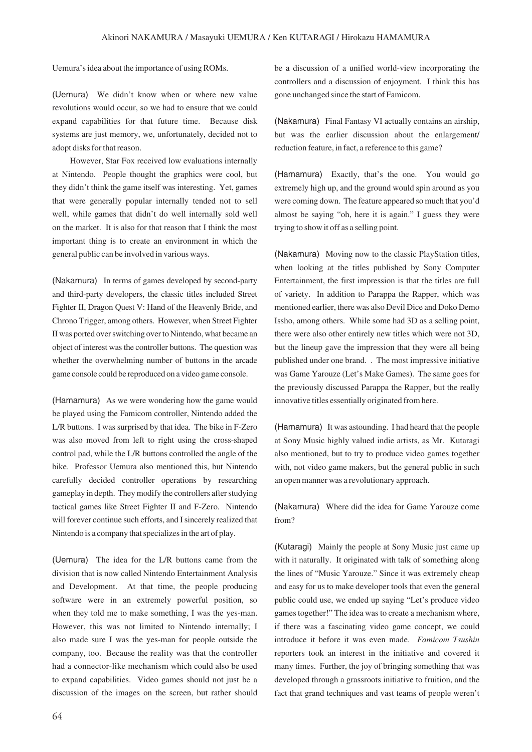Uemura's idea about the importance of using ROMs.

(Uemura) We didn't know when or where new value revolutions would occur, so we had to ensure that we could expand capabilities for that future time. Because disk systems are just memory, we, unfortunately, decided not to adopt disks for that reason.

However, Star Fox received low evaluations internally at Nintendo. People thought the graphics were cool, but they didn't think the game itself was interesting. Yet, games that were generally popular internally tended not to sell well, while games that didn't do well internally sold well on the market. It is also for that reason that I think the most important thing is to create an environment in which the general public can be involved in various ways.

(Nakamura) In terms of games developed by second-party and third-party developers, the classic titles included Street Fighter II, Dragon Quest V: Hand of the Heavenly Bride, and Chrono Trigger, among others. However, when Street Fighter II was ported over switching over to Nintendo, what became an object of interest was the controller buttons. The question was whether the overwhelming number of buttons in the arcade game console could be reproduced on a video game console.

(Hamamura) As we were wondering how the game would be played using the Famicom controller, Nintendo added the L/R buttons. I was surprised by that idea. The bike in F-Zero was also moved from left to right using the cross-shaped control pad, while the L/R buttons controlled the angle of the bike. Professor Uemura also mentioned this, but Nintendo carefully decided controller operations by researching gameplay in depth. They modify the controllers after studying tactical games like Street Fighter II and F-Zero. Nintendo will forever continue such efforts, and I sincerely realized that Nintendo is a company that specializes in the art of play.

(Uemura) The idea for the L/R buttons came from the division that is now called Nintendo Entertainment Analysis and Development. At that time, the people producing software were in an extremely powerful position, so when they told me to make something, I was the yes-man. However, this was not limited to Nintendo internally; I also made sure I was the yes-man for people outside the company, too. Because the reality was that the controller had a connector-like mechanism which could also be used to expand capabilities. Video games should not just be a discussion of the images on the screen, but rather should be a discussion of a unified world-view incorporating the controllers and a discussion of enjoyment. I think this has gone unchanged since the start of Famicom.

(Nakamura) Final Fantasy VI actually contains an airship, but was the earlier discussion about the enlargement/ reduction feature, in fact, a reference to this game?

(Hamamura) Exactly, that's the one. You would go extremely high up, and the ground would spin around as you were coming down. The feature appeared so much that you'd almost be saying "oh, here it is again." I guess they were trying to show it off as a selling point.

(Nakamura) Moving now to the classic PlayStation titles, when looking at the titles published by Sony Computer Entertainment, the first impression is that the titles are full of variety. In addition to Parappa the Rapper, which was mentioned earlier, there was also Devil Dice and Doko Demo Issho, among others. While some had 3D as a selling point, there were also other entirely new titles which were not 3D, but the lineup gave the impression that they were all being published under one brand. . The most impressive initiative was Game Yarouze (Let's Make Games). The same goes for the previously discussed Parappa the Rapper, but the really innovative titles essentially originated from here.

(Hamamura) It was astounding. I had heard that the people at Sony Music highly valued indie artists, as Mr. Kutaragi also mentioned, but to try to produce video games together with, not video game makers, but the general public in such an open manner was a revolutionary approach.

(Nakamura) Where did the idea for Game Yarouze come from?

(Kutaragi) Mainly the people at Sony Music just came up with it naturally. It originated with talk of something along the lines of "Music Yarouze." Since it was extremely cheap and easy for us to make developer tools that even the general public could use, we ended up saying "Let's produce video games together!" The idea was to create a mechanism where, if there was a fascinating video game concept, we could introduce it before it was even made. *Famicom Tsushin* reporters took an interest in the initiative and covered it many times. Further, the joy of bringing something that was developed through a grassroots initiative to fruition, and the fact that grand techniques and vast teams of people weren't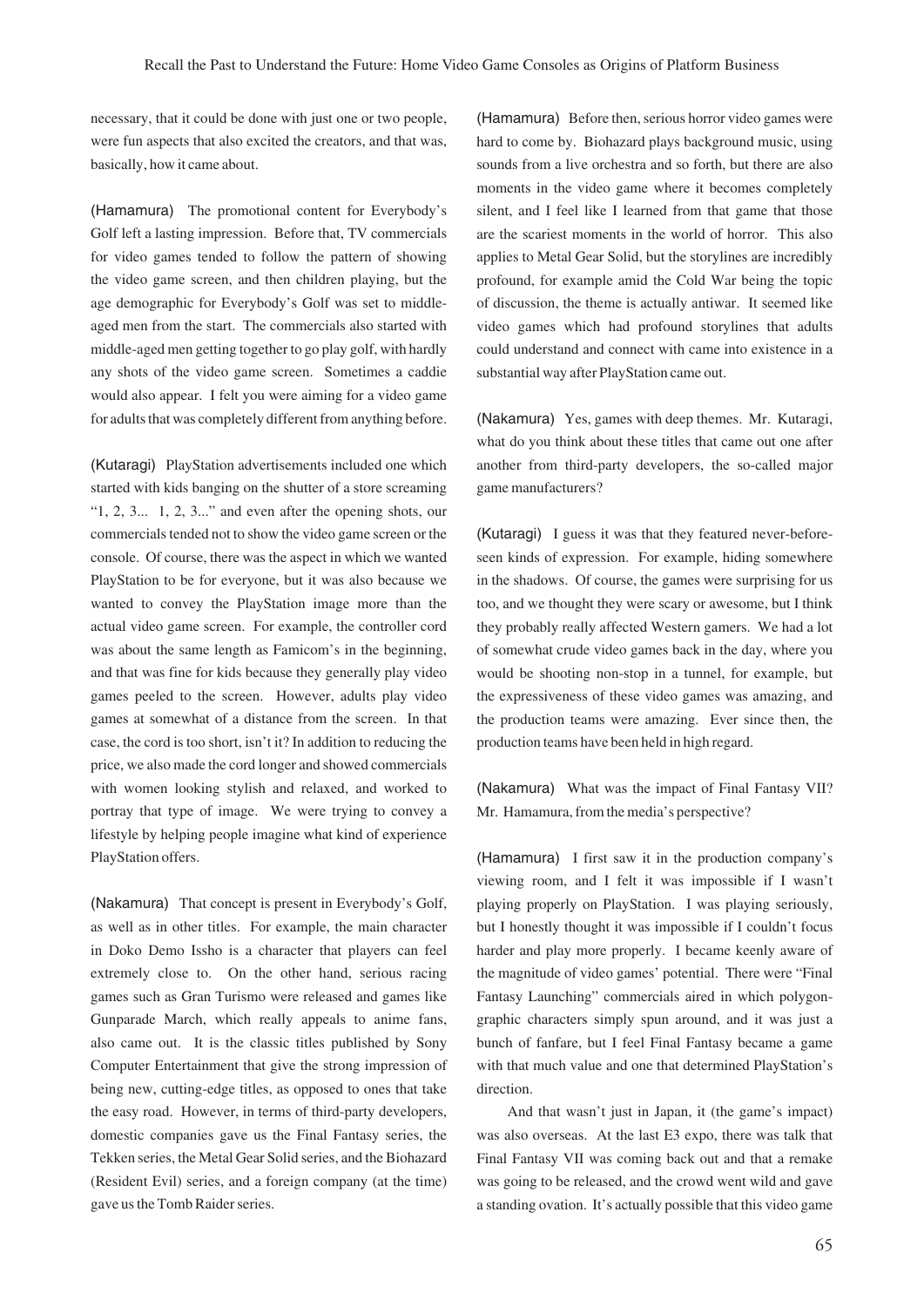necessary, that it could be done with just one or two people, were fun aspects that also excited the creators, and that was, basically, how it came about.

(Hamamura) The promotional content for Everybody's Golf left a lasting impression. Before that, TV commercials for video games tended to follow the pattern of showing the video game screen, and then children playing, but the age demographic for Everybody's Golf was set to middle-aged men from the start. The commercials also started with middle-aged men getting together to go play golf, with hardly any shots of the video game screen. Sometimes a caddie would also appear. I felt you were aiming for a video game for adults that was completely different from anything before.

(Kutaragi) PlayStation advertisements included one which started with kids banging on the shutter of a store screaming "1, 2, 3... 1, 2, 3..." and even after the opening shots, our commercials tended not to show the video game screen or the console. Of course, there was the aspect in which we wanted PlayStation to be for everyone, but it was also because we wanted to convey the PlayStation image more than the actual video game screen. For example, the controller cord was about the same length as Famicom's in the beginning, and that was fine for kids because they generally play video games peeled to the screen. However, adults play video games at somewhat of a distance from the screen. In that case, the cord is too short, isn't it? In addition to reducing the price, we also made the cord longer and showed commercials with women looking stylish and relaxed, and worked to portray that type of image. We were trying to convey a lifestyle by helping people imagine what kind of experience PlayStation offers.

(Nakamura) That concept is present in Everybody's Golf, as well as in other titles. For example, the main character in Doko Demo Issho is a character that players can feel extremely close to. On the other hand, serious racing games such as Gran Turismo were released and games like Gunparade March, which really appeals to anime fans, also came out. It is the classic titles published by Sony Computer Entertainment that give the strong impression of being new, cutting-edge titles, as opposed to ones that take the easy road. However, in terms of third-party developers, domestic companies gave us the Final Fantasy series, the Tekken series, the Metal Gear Solid series, and the Biohazard (Resident Evil) series, and a foreign company (at the time) gave us the Tomb Raider series.

(Hamamura) Before then, serious horror video games were hard to come by. Biohazard plays background music, using sounds from a live orchestra and so forth, but there are also moments in the video game where it becomes completely silent, and I feel like I learned from that game that those are the scariest moments in the world of horror. This also applies to Metal Gear Solid, but the storylines are incredibly profound, for example amid the Cold War being the topic of discussion, the theme is actually antiwar. It seemed like video games which had profound storylines that adults could understand and connect with came into existence in a substantial way after PlayStation came out.

(Nakamura) Yes, games with deep themes. Mr. Kutaragi, what do you think about these titles that came out one after another from third-party developers, the so-called major game manufacturers?

(Kutaragi) I guess it was that they featured never-before-seen kinds of expression. For example, hiding somewhere in the shadows. Of course, the games were surprising for us too, and we thought they were scary or awesome, but I think they probably really affected Western gamers. We had a lot of somewhat crude video games back in the day, where you would be shooting non-stop in a tunnel, for example, but the expressiveness of these video games was amazing, and the production teams were amazing. Ever since then, the production teams have been held in high regard.

(Nakamura) What was the impact of Final Fantasy VII? Mr. Hamamura, from the media's perspective?

(Hamamura) I first saw it in the production company's viewing room, and I felt it was impossible if I wasn't playing properly on PlayStation. I was playing seriously, but I honestly thought it was impossible if I couldn't focus harder and play more properly. I became keenly aware of the magnitude of video games' potential. There were "Final Fantasy Launching" commercials aired in which polygon-graphic characters simply spun around, and it was just a bunch of fanfare, but I feel Final Fantasy became a game with that much value and one that determined PlayStation's direction.

And that wasn't just in Japan, it (the game's impact) was also overseas. At the last E3 expo, there was talk that Final Fantasy VII was coming back out and that a remake was going to be released, and the crowd went wild and gave a standing ovation. It's actually possible that this video game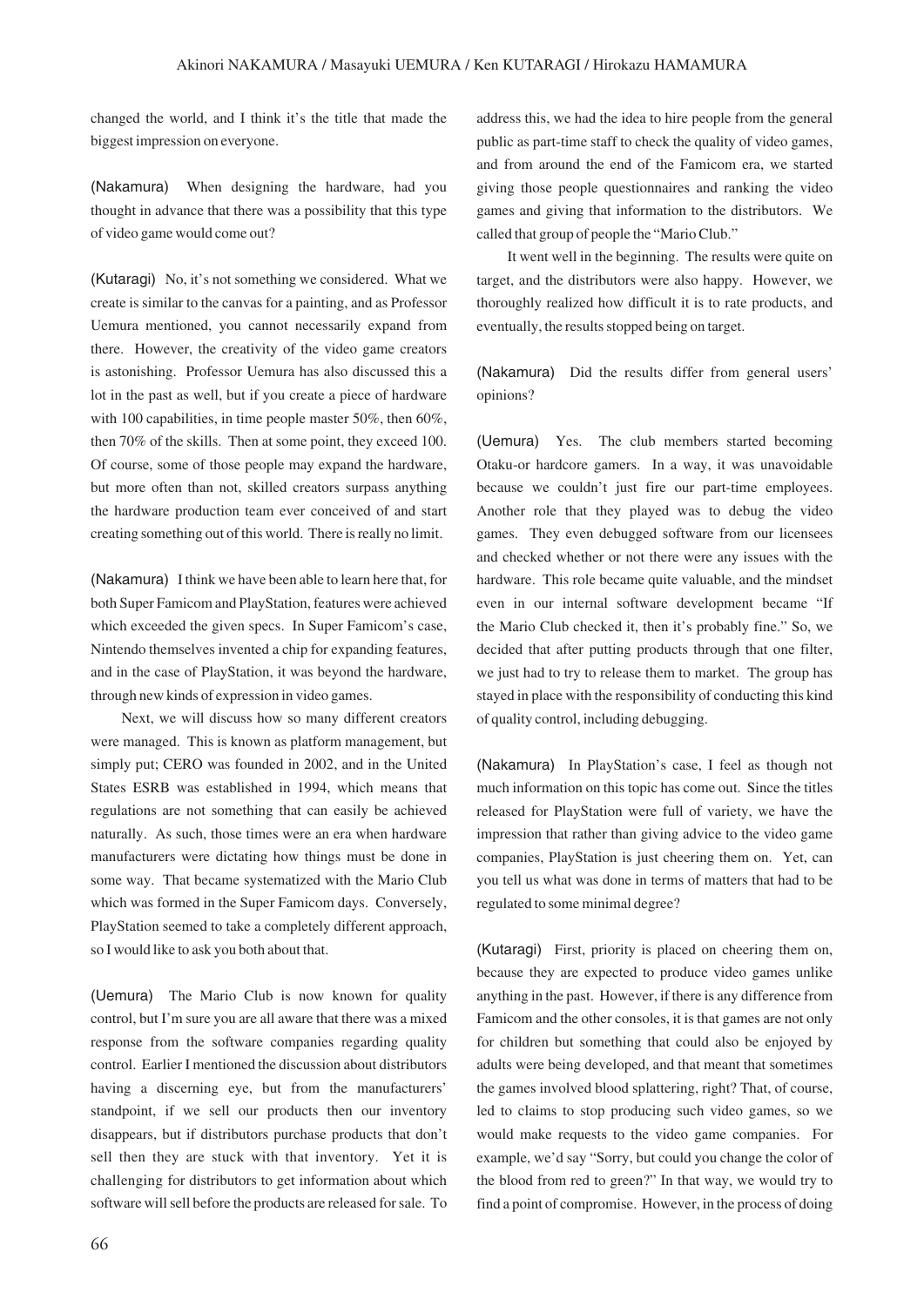changed the world, and I think it's the title that made the biggest impression on everyone.

(Nakamura) When designing the hardware, had you thought in advance that there was a possibility that this type of video game would come out?

(Kutaragi) No, it's not something we considered. What we create is similar to the canvas for a painting, and as Professor Uemura mentioned, you cannot necessarily expand from there. However, the creativity of the video game creators is astonishing. Professor Uemura has also discussed this a lot in the past as well, but if you create a piece of hardware with 100 capabilities, in time people master 50%, then 60%, then 70% of the skills. Then at some point, they exceed 100. Of course, some of those people may expand the hardware, but more often than not, skilled creators surpass anything the hardware production team ever conceived of and start creating something out of this world. There is really no limit.

(Nakamura) I think we have been able to learn here that, for both Super Famicom and PlayStation, features were achieved which exceeded the given specs. In Super Famicom's case, Nintendo themselves invented a chip for expanding features, and in the case of PlayStation, it was beyond the hardware, through new kinds of expression in video games.

Next, we will discuss how so many different creators were managed. This is known as platform management, but simply put; CERO was founded in 2002, and in the United States ESRB was established in 1994, which means that regulations are not something that can easily be achieved naturally. As such, those times were an era when hardware manufacturers were dictating how things must be done in some way. That became systematized with the Mario Club which was formed in the Super Famicom days. Conversely, PlayStation seemed to take a completely different approach, so I would like to ask you both about that.

(Uemura) The Mario Club is now known for quality control, but I'm sure you are all aware that there was a mixed response from the software companies regarding quality control. Earlier I mentioned the discussion about distributors having a discerning eye, but from the manufacturers' standpoint, if we sell our products then our inventory disappears, but if distributors purchase products that don't sell then they are stuck with that inventory. Yet it is challenging for distributors to get information about which software will sell before the products are released for sale. To address this, we had the idea to hire people from the general public as part-time staff to check the quality of video games, and from around the end of the Famicom era, we started giving those people questionnaires and ranking the video games and giving that information to the distributors. We called that group of people the "Mario Club."

It went well in the beginning. The results were quite on target, and the distributors were also happy. However, we thoroughly realized how difficult it is to rate products, and eventually, the results stopped being on target.

(Nakamura) Did the results differ from general users' opinions?

(Uemura) Yes. The club members started becoming Otaku-or hardcore gamers. In a way, it was unavoidable because we couldn't just fire our part-time employees. Another role that they played was to debug the video games. They even debugged software from our licensees and checked whether or not there were any issues with the hardware. This role became quite valuable, and the mindset even in our internal software development became "If the Mario Club checked it, then it's probably fine." So, we decided that after putting products through that one filter, we just had to try to release them to market. The group has stayed in place with the responsibility of conducting this kind of quality control, including debugging.

(Nakamura) In PlayStation's case, I feel as though not much information on this topic has come out. Since the titles released for PlayStation were full of variety, we have the impression that rather than giving advice to the video game companies, PlayStation is just cheering them on. Yet, can you tell us what was done in terms of matters that had to be regulated to some minimal degree?

(Kutaragi) First, priority is placed on cheering them on, because they are expected to produce video games unlike anything in the past. However, if there is any difference from Famicom and the other consoles, it is that games are not only for children but something that could also be enjoyed by adults were being developed, and that meant that sometimes the games involved blood splattering, right? That, of course, led to claims to stop producing such video games, so we would make requests to the video game companies. For example, we'd say "Sorry, but could you change the color of the blood from red to green?" In that way, we would try to find a point of compromise. However, in the process of doing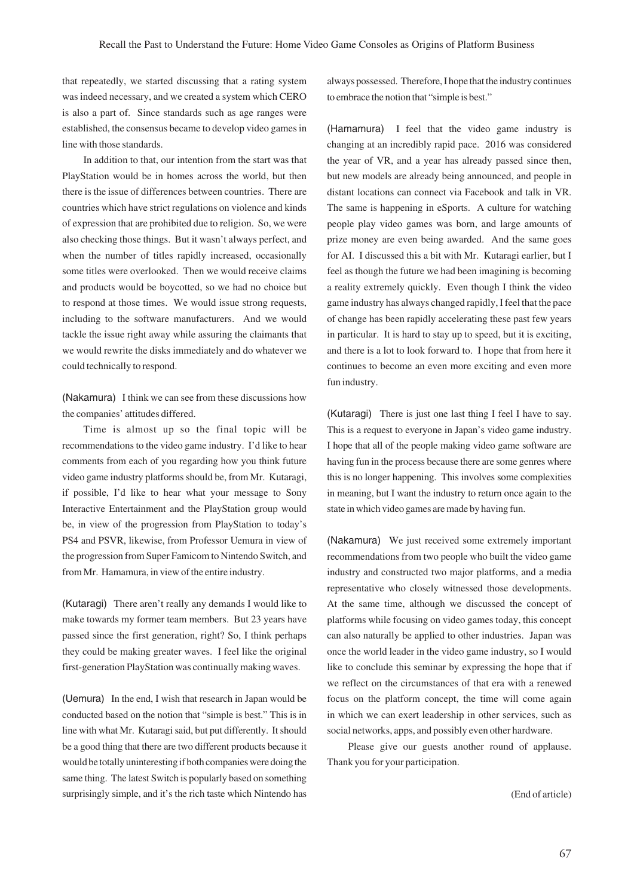that repeatedly, we started discussing that a rating system was indeed necessary, and we created a system which CERO is also a part of. Since standards such as age ranges were established, the consensus became to develop video games in line with those standards.

In addition to that, our intention from the start was that PlayStation would be in homes across the world, but then there is the issue of differences between countries. There are countries which have strict regulations on violence and kinds of expression that are prohibited due to religion. So, we were also checking those things. But it wasn't always perfect, and when the number of titles rapidly increased, occasionally some titles were overlooked. Then we would receive claims and products would be boycotted, so we had no choice but to respond at those times. We would issue strong requests, including to the software manufacturers. And we would tackle the issue right away while assuring the claimants that we would rewrite the disks immediately and do whatever we could technically to respond.

(Nakamura) I think we can see from these discussions how the companies' attitudes differed.

Time is almost up so the final topic will be recommendations to the video game industry. I'd like to hear comments from each of you regarding how you think future video game industry platforms should be, from Mr. Kutaragi, if possible, I'd like to hear what your message to Sony Interactive Entertainment and the PlayStation group would be, in view of the progression from PlayStation to today's PS4 and PSVR, likewise, from Professor Uemura in view of the progression from Super Famicom to Nintendo Switch, and from Mr. Hamamura, in view of the entire industry.

(Kutaragi) There aren't really any demands I would like to make towards my former team members. But 23 years have passed since the first generation, right? So, I think perhaps they could be making greater waves. I feel like the original first-generation PlayStation was continually making waves.

(Uemura) In the end, I wish that research in Japan would be conducted based on the notion that "simple is best." This is in line with what Mr. Kutaragi said, but put differently. It should be a good thing that there are two different products because it would be totally uninteresting if both companies were doing the same thing. The latest Switch is popularly based on something surprisingly simple, and it's the rich taste which Nintendo has always possessed. Therefore, I hope that the industry continues to embrace the notion that "simple is best."

(Hamamura) I feel that the video game industry is changing at an incredibly rapid pace. 2016 was considered the year of VR, and a year has already passed since then, but new models are already being announced, and people in distant locations can connect via Facebook and talk in VR. The same is happening in eSports. A culture for watching people play video games was born, and large amounts of prize money are even being awarded. And the same goes for AI. I discussed this a bit with Mr. Kutaragi earlier, but I feel as though the future we had been imagining is becoming a reality extremely quickly. Even though I think the video game industry has always changed rapidly, I feel that the pace of change has been rapidly accelerating these past few years in particular. It is hard to stay up to speed, but it is exciting, and there is a lot to look forward to. I hope that from here it continues to become an even more exciting and even more fun industry.

(Kutaragi) There is just one last thing I feel I have to say. This is a request to everyone in Japan's video game industry. I hope that all of the people making video game software are having fun in the process because there are some genres where this is no longer happening. This involves some complexities in meaning, but I want the industry to return once again to the state in which video games are made by having fun.

(Nakamura) We just received some extremely important recommendations from two people who built the video game industry and constructed two major platforms, and a media representative who closely witnessed those developments. At the same time, although we discussed the concept of platforms while focusing on video games today, this concept can also naturally be applied to other industries. Japan was once the world leader in the video game industry, so I would like to conclude this seminar by expressing the hope that if we reflect on the circumstances of that era with a renewed focus on the platform concept, the time will come again in which we can exert leadership in other services, such as social networks, apps, and possibly even other hardware.

Please give our guests another round of applause. Thank you for your participation.

(End of article)